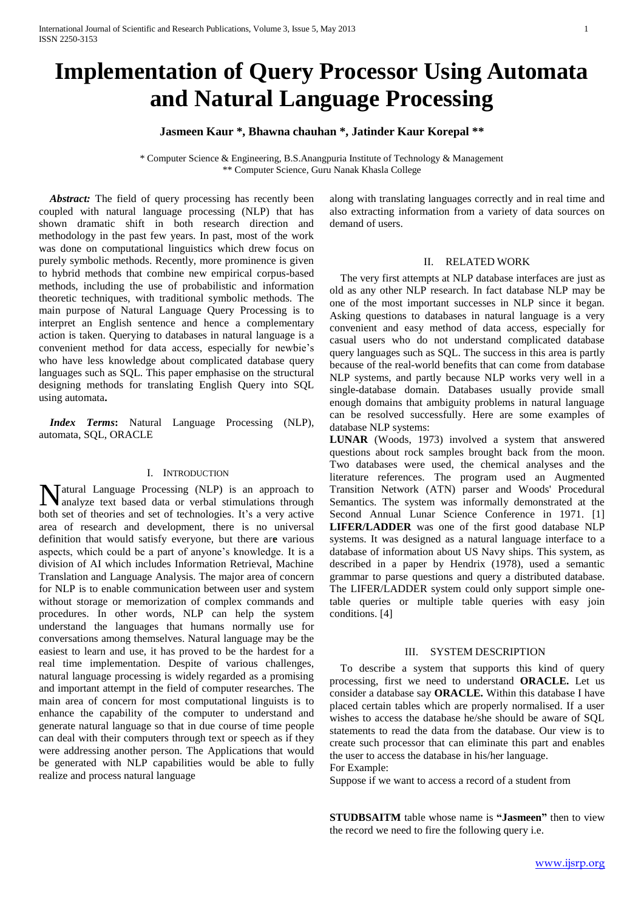# Implementation of Query Processor Using Automata and Natural Language Processing

**Jasmeen Kaur \*, Bhawna chauhan \*, Jatinder Kaur Korepal \*\***

\* Computer Science & Engineering, B.S.Anangpuria Institute of Technology & Management
\*\* Computer Science, Guru Nanak Khasla College

***Abstract:*** The field of query processing has recently been coupled with natural language processing (NLP) that has shown dramatic shift in both research direction and methodology in the past few years. In past, most of the work was done on computational linguistics which drew focus on purely symbolic methods. Recently, more prominence is given to hybrid methods that combine new empirical corpus-based methods, including the use of probabilistic and information theoretic techniques, with traditional symbolic methods. The main purpose of Natural Language Query Processing is to interpret an English sentence and hence a complementary action is taken. Querying to databases in natural language is a convenient method for data access, especially for newbie's who have less knowledge about complicated database query languages such as SQL. This paper emphasise on the structural designing methods for translating English Query into SQL using automata**.**

***Index Terms*:** Natural Language Processing (NLP), automata, SQL, ORACLE

## I. Introduction

Natural Language Processing (NLP) is an approach to analyze text based data or verbal stimulations through both set of theories and set of technologies. It's a very active area of research and development, there is no universal definition that would satisfy everyone, but there ar**e** various aspects, which could be a part of anyone's knowledge. It is a division of AI which includes Information Retrieval, Machine Translation and Language Analysis. The major area of concern for NLP is to enable communication between user and system without storage or memorization of complex commands and procedures. In other words, NLP can help the system understand the languages that humans normally use for conversations among themselves. Natural language may be the easiest to learn and use, it has proved to be the hardest for a real time implementation. Despite of various challenges, natural language processing is widely regarded as a promising and important attempt in the field of computer researches. The main area of concern for most computational linguists is to enhance the capability of the computer to understand and generate natural language so that in due course of time people can deal with their computers through text or speech as if they were addressing another person. The Applications that would be generated with NLP capabilities would be able to fully realize and process natural language along with translating languages correctly and in real time and also extracting information from a variety of data sources on demand of users.

## II. Related Work

The very first attempts at NLP database interfaces are just as old as any other NLP research. In fact database NLP may be one of the most important successes in NLP since it began. Asking questions to databases in natural language is a very convenient and easy method of data access, especially for casual users who do not understand complicated database query languages such as SQL. The success in this area is partly because of the real-world benefits that can come from database NLP systems, and partly because NLP works very well in a single-database domain. Databases usually provide small enough domains that ambiguity problems in natural language can be resolved successfully. Here are some examples of database NLP systems:

**LUNAR** (Woods, 1973) involved a system that answered questions about rock samples brought back from the moon. Two databases were used, the chemical analyses and the literature references. The program used an Augmented Transition Network (ATN) parser and Woods' Procedural Semantics. The system was informally demonstrated at the Second Annual Lunar Science Conference in 1971. [1]

**LIFER/LADDER** was one of the first good database NLP systems. It was designed as a natural language interface to a database of information about US Navy ships. This system, as described in a paper by Hendrix (1978), used a semantic grammar to parse questions and query a distributed database. The LIFER/LADDER system could only support simple one-table queries or multiple table queries with easy join conditions. [4]

## III. System Description

To describe a system that supports this kind of query processing, first we need to understand **ORACLE.** Let us consider a database say **ORACLE.** Within this database I have placed certain tables which are properly normalised. If a user wishes to access the database he/she should be aware of SQL statements to read the data from the database. Our view is to create such processor that can eliminate this part and enables the user to access the database in his/her language.

For Example:

Suppose if we want to access a record of a student from

**STUDBSAITM** table whose name is **"Jasmeen"** then to view the record we need to fire the following query i.e.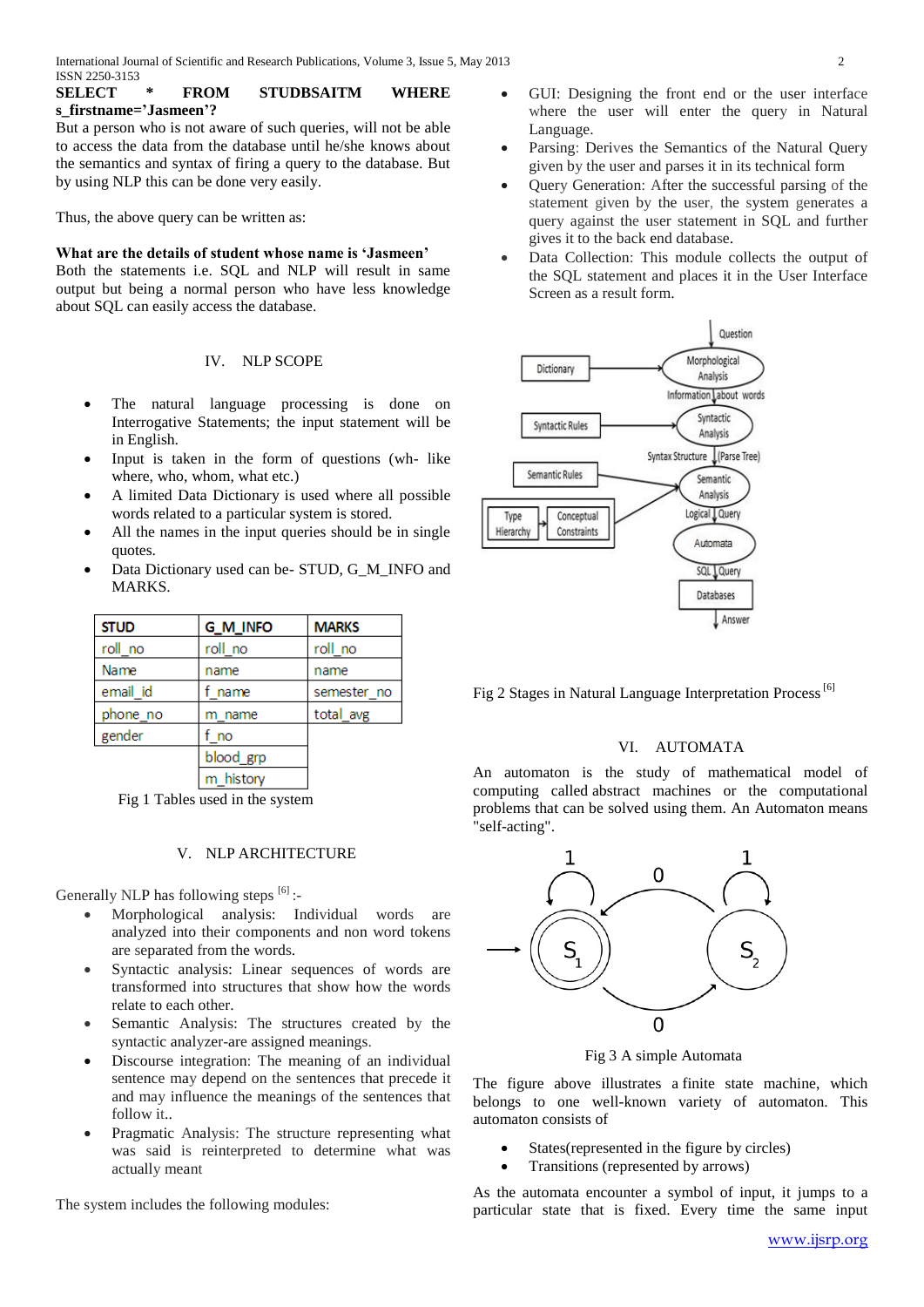**SELECT * FROM STUDBSAITM WHERE s_firstname='Jasmeen'?**

But a person who is not aware of such queries, will not be able to access the data from the database until he/she knows about the semantics and syntax of firing a query to the database. But by using NLP this can be done very easily.

Thus, the above query can be written as:

**What are the details of student whose name is 'Jasmeen'**

Both the statements i.e. SQL and NLP will result in same output but being a normal person who have less knowledge about SQL can easily access the database.

## IV. NLP SCOPE

- The natural language processing is done on Interrogative Statements; the input statement will be in English.
- Input is taken in the form of questions (wh- like where, who, whom, what etc.)
- A limited Data Dictionary is used where all possible words related to a particular system is stored.
- All the names in the input queries should be in single quotes.
- Data Dictionary used can be- STUD, G_M_INFO and MARKS.

| STUD | G_M_INFO | MARKS |
|---|---|---|
| roll_no | roll_no | roll_no |
| Name | name | name |
| email_id | f_name | semester_no |
| phone_no | m_name | total_avg |
| gender | f_no | |
| | blood_grp | |
| | m_history | |

Fig 1 Tables used in the system

## V. NLP ARCHITECTURE

Generally NLP has following steps [6] :-

- Morphological analysis: Individual words are analyzed into their components and non word tokens are separated from the words.
- Syntactic analysis: Linear sequences of words are transformed into structures that show how the words relate to each other.
- Semantic Analysis: The structures created by the syntactic analyzer-are assigned meanings.
- Discourse integration: The meaning of an individual sentence may depend on the sentences that precede it and may influence the meanings of the sentences that follow it..
- Pragmatic Analysis: The structure representing what was said is reinterpreted to determine what was actually meant

The system includes the following modules:

- GUI: Designing the front end or the user interface where the user will enter the query in Natural Language.
- Parsing: Derives the Semantics of the Natural Query given by the user and parses it in its technical form
- Query Generation: After the successful parsing of the statement given by the user, the system generates a query against the user statement in SQL and further gives it to the back end database.
- Data Collection: This module collects the output of the SQL statement and places it in the User Interface Screen as a result form.

Fig 2 Stages in Natural Language Interpretation Process [6]

## VI. AUTOMATA

An automaton is the study of mathematical model of computing called abstract machines or the computational problems that can be solved using them. An Automaton means "self-acting".

Fig 3 A simple Automata

The figure above illustrates a finite state machine, which belongs to one well-known variety of automaton. This automaton consists of

- States(represented in the figure by circles)
- Transitions (represented by arrows)

As the automata encounter a symbol of input, it jumps to a particular state that is fixed. Every time the same input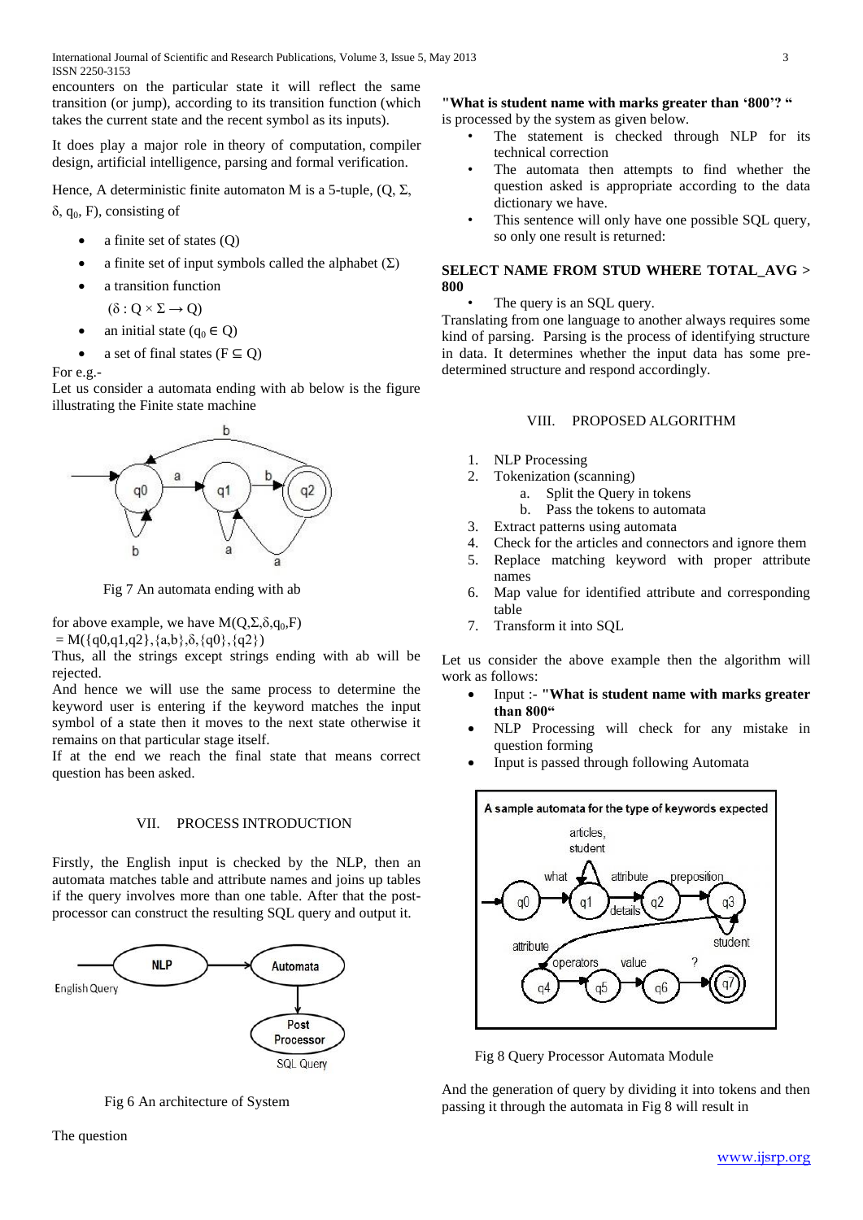encounters on the particular state it will reflect the same transition (or jump), according to its transition function (which takes the current state and the recent symbol as its inputs).

It does play a major role in theory of computation, compiler design, artificial intelligence, parsing and formal verification.

Hence, A deterministic finite automaton M is a 5-tuple, $(Q, \Sigma, \delta, q_0, F)$, consisting of

- a finite set of states (Q)
- a finite set of input symbols called the alphabet ($\Sigma$)
- a transition function
  $(\delta : Q \times \Sigma \rightarrow Q)$
- an initial state ($q_0 \in Q$)
- a set of final states ($F \subseteq Q$)

For e.g.-
Let us consider a automata ending with ab below is the figure illustrating the Finite state machine

Fig 7 An automata ending with ab

for above example, we have $M(Q,\Sigma,\delta,q_0,F)$
$= M(\{q0,q1,q2\},\{a,b\},\delta,\{q0\},\{q2\})$
Thus, all the strings except strings ending with ab will be rejected.
And hence we will use the same process to determine the keyword user is entering if the keyword matches the input symbol of a state then it moves to the next state otherwise it remains on that particular stage itself.
If at the end we reach the final state that means correct question has been asked.

## VII. PROCESS INTRODUCTION

Firstly, the English input is checked by the NLP, then an automata matches table and attribute names and joins up tables if the query involves more than one table. After that the post-processor can construct the resulting SQL query and output it.

Fig 6 An architecture of System

The question

**"What is student name with marks greater than '800'? "**
is processed by the system as given below.

- The statement is checked through NLP for its technical correction
- The automata then attempts to find whether the question asked is appropriate according to the data dictionary we have.
- This sentence will only have one possible SQL query, so only one result is returned:

**SELECT NAME FROM STUD WHERE TOTAL_AVG > 800**

- The query is an SQL query.

Translating from one language to another always requires some kind of parsing. Parsing is the process of identifying structure in data. It determines whether the input data has some pre-determined structure and respond accordingly.

## VIII. PROPOSED ALGORITHM

1. NLP Processing
2. Tokenization (scanning)
   a. Split the Query in tokens
   b. Pass the tokens to automata
3. Extract patterns using automata
4. Check for the articles and connectors and ignore them
5. Replace matching keyword with proper attribute names
6. Map value for identified attribute and corresponding table
7. Transform it into SQL

Let us consider the above example then the algorithm will work as follows:

- Input :- **"What is student name with marks greater than 800"**
- NLP Processing will check for any mistake in question forming
- Input is passed through following Automata

Fig 8 Query Processor Automata Module

And the generation of query by dividing it into tokens and then passing it through the automata in Fig 8 will result in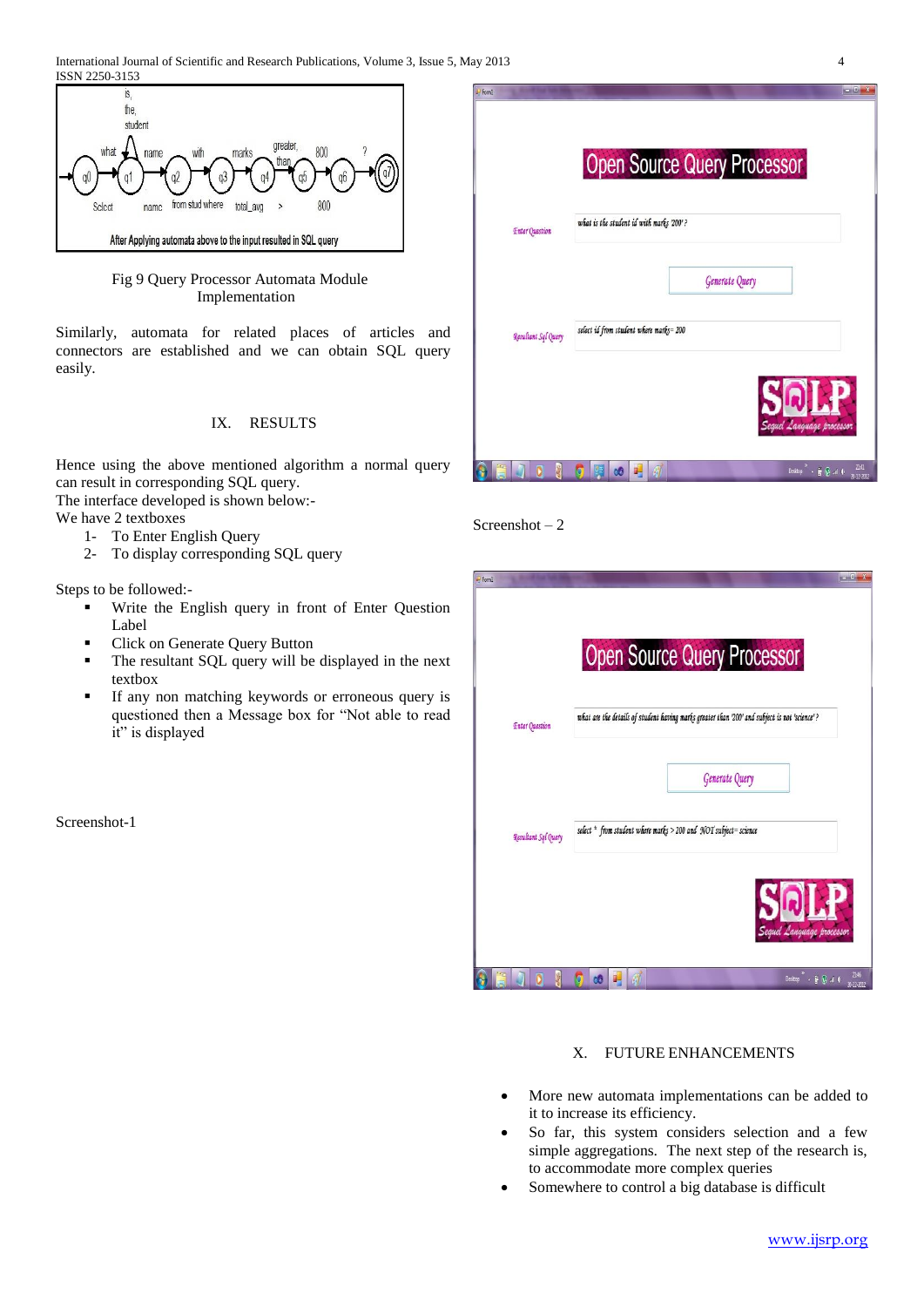Fig 9 Query Processor Automata Module Implementation

Similarly, automata for related places of articles and connectors are established and we can obtain SQL query easily.

## IX. RESULTS

Hence using the above mentioned algorithm a normal query can result in corresponding SQL query.
The interface developed is shown below:-
We have 2 textboxes

1- To Enter English Query
2- To display corresponding SQL query

Steps to be followed:-

- Write the English query in front of Enter Question Label
- Click on Generate Query Button
- The resultant SQL query will be displayed in the next textbox
- If any non matching keywords or erroneous query is questioned then a Message box for "Not able to read it" is displayed

Screenshot-1

Screenshot – 2

## X. FUTURE ENHANCEMENTS

- More new automata implementations can be added to it to increase its efficiency.
- So far, this system considers selection and a few simple aggregations. The next step of the research is, to accommodate more complex queries
- Somewhere to control a big database is difficult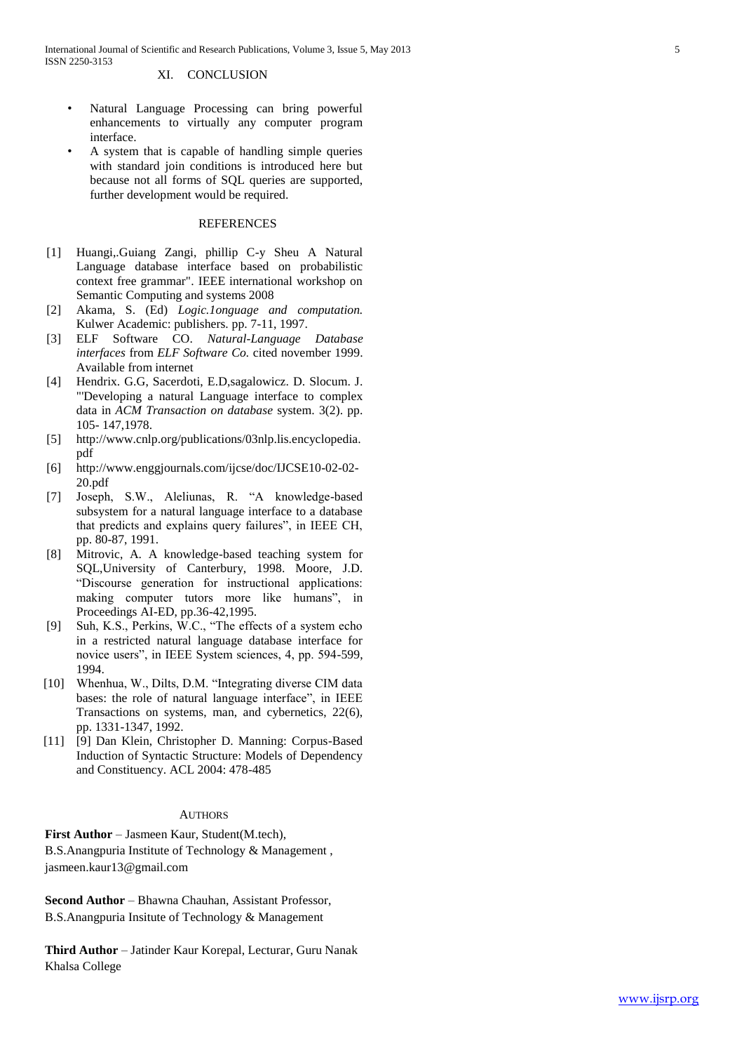## XI. CONCLUSION

- Natural Language Processing can bring powerful enhancements to virtually any computer program interface.
- A system that is capable of handling simple queries with standard join conditions is introduced here but because not all forms of SQL queries are supported, further development would be required.

## REFERENCES

[1] Huangi,.Guiang Zangi, phillip C-y Sheu A Natural Language database interface based on probabilistic context free grammar". IEEE international workshop on Semantic Computing and systems 2008

[2] Akama, S. (Ed) *Logic.1onguage and computation.* Kulwer Academic: publishers. pp. 7-11, 1997.

[3] ELF Software CO. *Natural-Language Database interfaces* from *ELF Software Co.* cited november 1999. Available from internet

[4] Hendrix. G.G, Sacerdoti, E.D,sagalowicz. D. Slocum. J. "'Developing a natural Language interface to complex data in *ACM Transaction on database* system. 3(2). pp. 105- 147,1978.

[5] http://www.cnlp.org/publications/03nlp.lis.encyclopedia.pdf

[6] http://www.enggjournals.com/ijcse/doc/IJCSE10-02-02-20.pdf

[7] Joseph, S.W., Aleliunas, R. "A knowledge-based subsystem for a natural language interface to a database that predicts and explains query failures", in IEEE CH, pp. 80-87, 1991.

[8] Mitrovic, A. A knowledge-based teaching system for SQL,University of Canterbury, 1998. Moore, J.D. "Discourse generation for instructional applications: making computer tutors more like humans", in Proceedings AI-ED, pp.36-42,1995.

[9] Suh, K.S., Perkins, W.C., "The effects of a system echo in a restricted natural language database interface for novice users", in IEEE System sciences, 4, pp. 594-599, 1994.

[10] Whenhua, W., Dilts, D.M. "Integrating diverse CIM data bases: the role of natural language interface", in IEEE Transactions on systems, man, and cybernetics, 22(6), pp. 1331-1347, 1992.

[11] [9] Dan Klein, Christopher D. Manning: Corpus-Based Induction of Syntactic Structure: Models of Dependency and Constituency. ACL 2004: 478-485

## AUTHORS

**First Author** – Jasmeen Kaur, Student(M.tech), B.S.Anangpuria Institute of Technology & Management , jasmeen.kaur13@gmail.com

**Second Author** – Bhawna Chauhan, Assistant Professor, B.S.Anangpuria Insitute of Technology & Management

**Third Author** – Jatinder Kaur Korepal, Lecturar, Guru Nanak Khalsa College